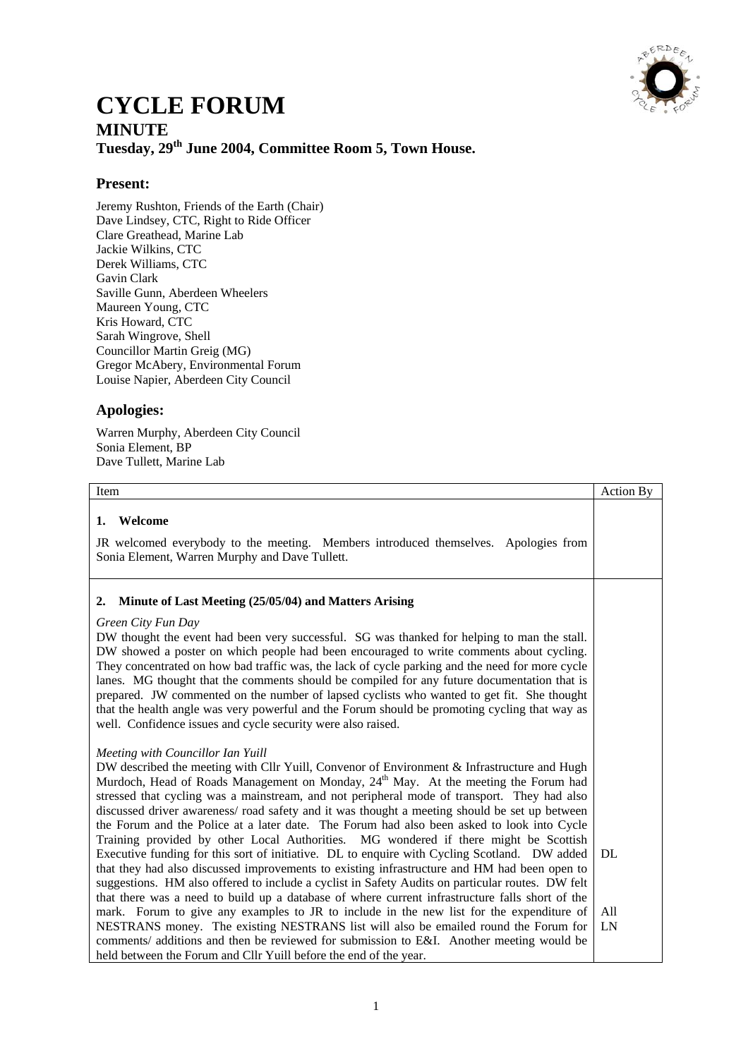# CYCLE FORUM

## MINUTE

### Tuesday, 29th June 2004, Committee Room 5, Town House.

## Present:

Jeremy Rushton, Friends of the Earth (Chair)
Dave Lindsey, CTC, Right to Ride Officer
Clare Greathead, Marine Lab
Jackie Wilkins, CTC
Derek Williams, CTC
Gavin Clark
Saville Gunn, Aberdeen Wheelers
Maureen Young, CTC
Kris Howard, CTC
Sarah Wingrove, Shell
Councillor Martin Greig (MG)
Gregor McAbery, Environmental Forum
Louise Napier, Aberdeen City Council

## Apologies:

Warren Murphy, Aberdeen City Council
Sonia Element, BP
Dave Tullett, Marine Lab

| Item | Action By |
| --- | --- |
| **1. Welcome**<br><br>JR welcomed everybody to the meeting. Members introduced themselves. Apologies from Sonia Element, Warren Murphy and Dave Tullett. | |
| **2. Minute of Last Meeting (25/05/04) and Matters Arising**<br><br>*Green City Fun Day*<br>DW thought the event had been very successful. SG was thanked for helping to man the stall. DW showed a poster on which people had been encouraged to write comments about cycling. They concentrated on how bad traffic was, the lack of cycle parking and the need for more cycle lanes. MG thought that the comments should be compiled for any future documentation that is prepared. JW commented on the number of lapsed cyclists who wanted to get fit. She thought that the health angle was very powerful and the Forum should be promoting cycling that way as well. Confidence issues and cycle security were also raised.<br><br>*Meeting with Councillor Ian Yuill*<br>DW described the meeting with Cllr Yuill, Convenor of Environment & Infrastructure and Hugh Murdoch, Head of Roads Management on Monday, 24th May. At the meeting the Forum had stressed that cycling was a mainstream, and not peripheral mode of transport. They had also discussed driver awareness/ road safety and it was thought a meeting should be set up between the Forum and the Police at a later date. The Forum had also been asked to look into Cycle Training provided by other Local Authorities. MG wondered if there might be Scottish Executive funding for this sort of initiative. DL to enquire with Cycling Scotland. DW added that they had also discussed improvements to existing infrastructure and HM had been open to suggestions. HM also offered to include a cyclist in Safety Audits on particular routes. DW felt that there was a need to build up a database of where current infrastructure falls short of the mark. Forum to give any examples to JR to include in the new list for the expenditure of NESTRANS money. The existing NESTRANS list will also be emailed round the Forum for comments/ additions and then be reviewed for submission to E&I. Another meeting would be held between the Forum and Cllr Yuill before the end of the year. | DL<br><br>All<br>LN |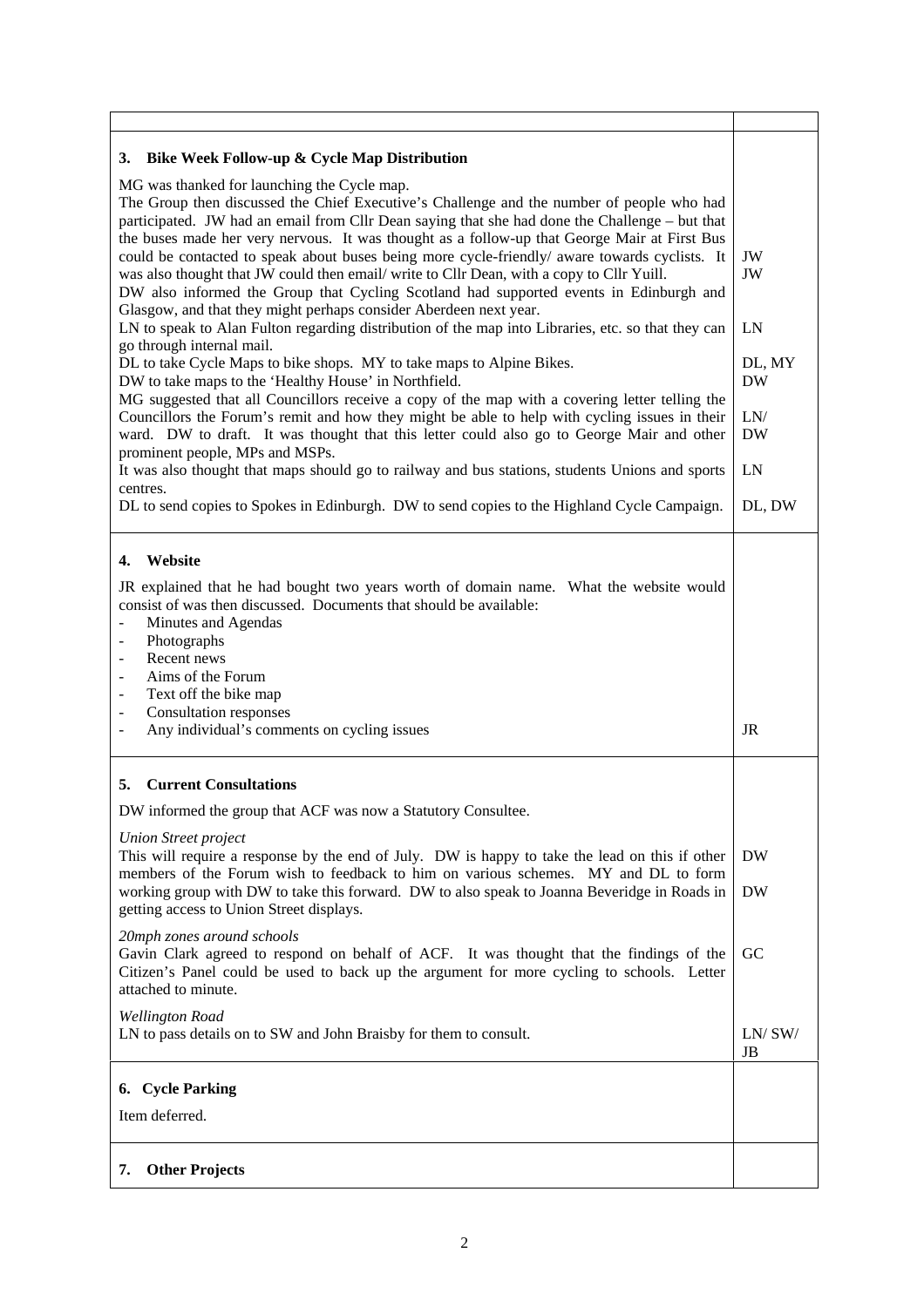| | |
|---|---|
| | |
| **3. Bike Week Follow-up & Cycle Map Distribution** | |
| MG was thanked for launching the Cycle map. | |
| The Group then discussed the Chief Executive's Challenge and the number of people who had participated. JW had an email from Cllr Dean saying that she had done the Challenge – but that the buses made her very nervous. It was thought as a follow-up that George Mair at First Bus could be contacted to speak about buses being more cycle-friendly/ aware towards cyclists. It was also thought that JW could then email/ write to Cllr Dean, with a copy to Cllr Yuill. | JW<br>JW |
| DW also informed the Group that Cycling Scotland had supported events in Edinburgh and Glasgow, and that they might perhaps consider Aberdeen next year. | |
| LN to speak to Alan Fulton regarding distribution of the map into Libraries, etc. so that they can go through internal mail. | LN |
| DL to take Cycle Maps to bike shops. MY to take maps to Alpine Bikes. | DL, MY |
| DW to take maps to the 'Healthy House' in Northfield. | DW |
| MG suggested that all Councillors receive a copy of the map with a covering letter telling the Councillors the Forum's remit and how they might be able to help with cycling issues in their ward. DW to draft. It was thought that this letter could also go to George Mair and other prominent people, MPs and MSPs. | LN/<br>DW |
| It was also thought that maps should go to railway and bus stations, students Unions and sports centres. | LN |
| DL to send copies to Spokes in Edinburgh. DW to send copies to the Highland Cycle Campaign. | DL, DW |
| **4. Website** | |
| JR explained that he had bought two years worth of domain name. What the website would consist of was then discussed. Documents that should be available:<br>- Minutes and Agendas<br>- Photographs<br>- Recent news<br>- Aims of the Forum<br>- Text off the bike map<br>- Consultation responses<br>- Any individual's comments on cycling issues | JR |
| **5. Current Consultations** | |
| DW informed the group that ACF was now a Statutory Consultee. | |
| *Union Street project*<br>This will require a response by the end of July. DW is happy to take the lead on this if other members of the Forum wish to feedback to him on various schemes. MY and DL to form working group with DW to take this forward. DW to also speak to Joanna Beveridge in Roads in getting access to Union Street displays. | DW<br>DW |
| *20mph zones around schools*<br>Gavin Clark agreed to respond on behalf of ACF. It was thought that the findings of the Citizen's Panel could be used to back up the argument for more cycling to schools. Letter attached to minute. | GC |
| *Wellington Road*<br>LN to pass details on to SW and John Braisby for them to consult. | LN/ SW/ JB |
| **6. Cycle Parking** | |
| Item deferred. | |
| **7. Other Projects** | |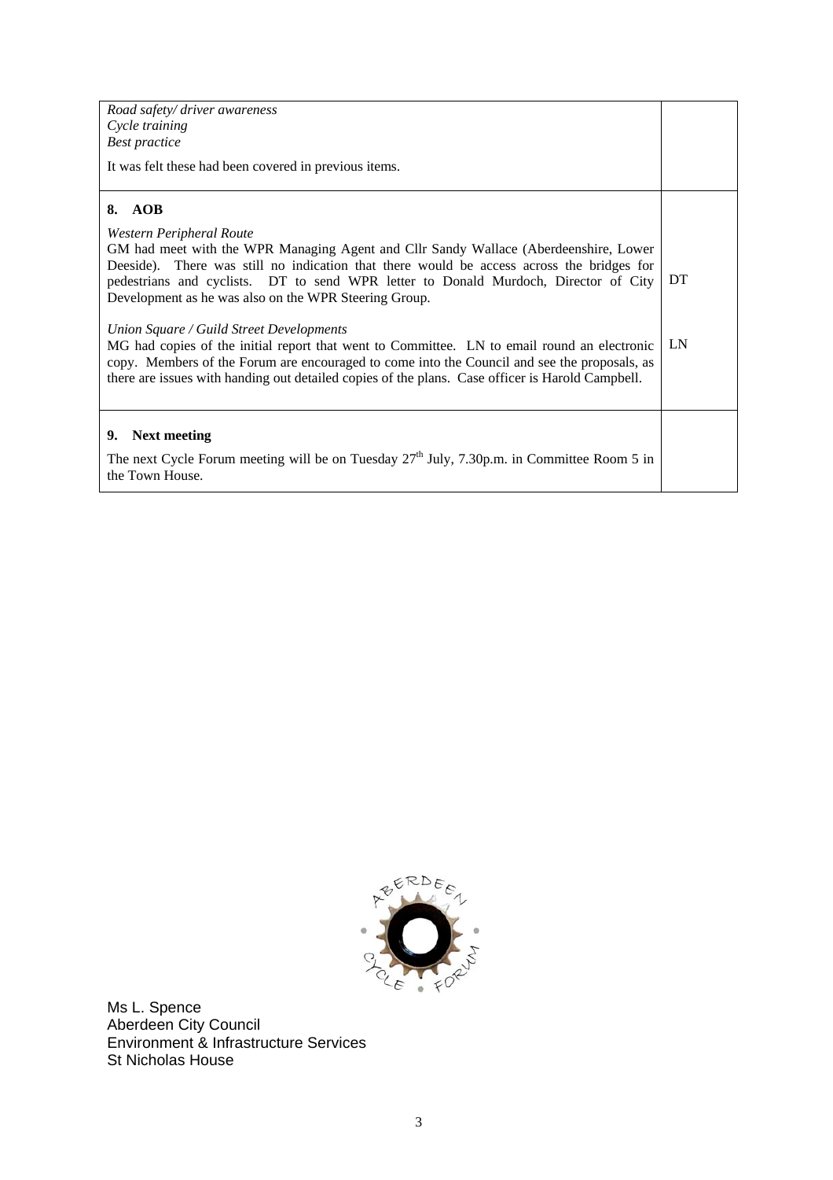| | |
|---|---|
| *Road safety/ driver awareness*<br>*Cycle training*<br>*Best practice*<br><br>It was felt these had been covered in previous items. | |
| **8. AOB**<br><br>*Western Peripheral Route*<br>GM had meet with the WPR Managing Agent and Cllr Sandy Wallace (Aberdeenshire, Lower Deeside). There was still no indication that there would be access across the bridges for pedestrians and cyclists. DT to send WPR letter to Donald Murdoch, Director of City Development as he was also on the WPR Steering Group.<br><br>*Union Square / Guild Street Developments*<br>MG had copies of the initial report that went to Committee. LN to email round an electronic copy. Members of the Forum are encouraged to come into the Council and see the proposals, as there are issues with handing out detailed copies of the plans. Case officer is Harold Campbell. | DT<br><br><br>LN |
| **9. Next meeting**<br><br>The next Cycle Forum meeting will be on Tuesday 27th July, 7.30p.m. in Committee Room 5 in the Town House. | |

ABERDEEN CYCLE FORUM

Ms L. Spence
Aberdeen City Council
Environment & Infrastructure Services
St Nicholas House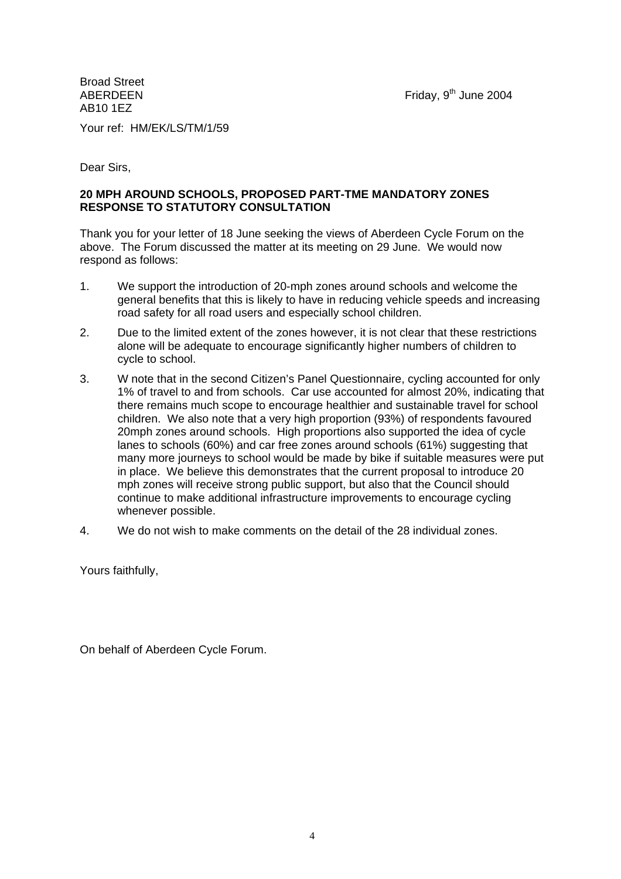Broad Street
ABERDEEN
AB10 1EZ

Friday, 9th June 2004

Your ref: HM/EK/LS/TM/1/59

Dear Sirs,

**20 MPH AROUND SCHOOLS, PROPOSED PART-TME MANDATORY ZONES**
**RESPONSE TO STATUTORY CONSULTATION**

Thank you for your letter of 18 June seeking the views of Aberdeen Cycle Forum on the above. The Forum discussed the matter at its meeting on 29 June. We would now respond as follows:

1. We support the introduction of 20-mph zones around schools and welcome the general benefits that this is likely to have in reducing vehicle speeds and increasing road safety for all road users and especially school children.

2. Due to the limited extent of the zones however, it is not clear that these restrictions alone will be adequate to encourage significantly higher numbers of children to cycle to school.

3. W note that in the second Citizen's Panel Questionnaire, cycling accounted for only 1% of travel to and from schools. Car use accounted for almost 20%, indicating that there remains much scope to encourage healthier and sustainable travel for school children. We also note that a very high proportion (93%) of respondents favoured 20mph zones around schools. High proportions also supported the idea of cycle lanes to schools (60%) and car free zones around schools (61%) suggesting that many more journeys to school would be made by bike if suitable measures were put in place. We believe this demonstrates that the current proposal to introduce 20 mph zones will receive strong public support, but also that the Council should continue to make additional infrastructure improvements to encourage cycling whenever possible.

4. We do not wish to make comments on the detail of the 28 individual zones.

Yours faithfully,

On behalf of Aberdeen Cycle Forum.